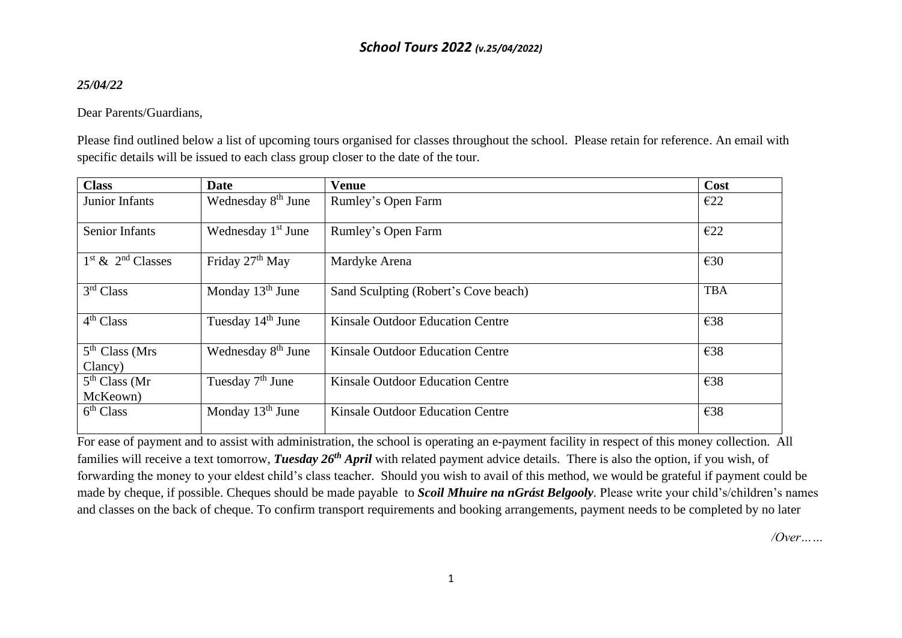## *School Tours 2022* *(v.25/04/2022)*

***25/04/22***

Dear Parents/Guardians,

Please find outlined below a list of upcoming tours organised for classes throughout the school. Please retain for reference. An email with specific details will be issued to each class group closer to the date of the tour.

| Class | Date | Venue | Cost |
|---|---|---|---|
| Junior Infants | Wednesday 8th June | Rumley's Open Farm | €22 |
| Senior Infants | Wednesday 1st June | Rumley's Open Farm | €22 |
| 1st & 2nd Classes | Friday 27th May | Mardyke Arena | €30 |
| 3rd Class | Monday 13th June | Sand Sculpting (Robert's Cove beach) | TBA |
| 4th Class | Tuesday 14th June | Kinsale Outdoor Education Centre | €38 |
| 5th Class (Mrs Clancy) | Wednesday 8th June | Kinsale Outdoor Education Centre | €38 |
| 5th Class (Mr McKeown) | Tuesday 7th June | Kinsale Outdoor Education Centre | €38 |
| 6th Class | Monday 13th June | Kinsale Outdoor Education Centre | €38 |

For ease of payment and to assist with administration, the school is operating an e-payment facility in respect of this money collection. All families will receive a text tomorrow, ***Tuesday 26th April*** with related payment advice details. There is also the option, if you wish, of forwarding the money to your eldest child's class teacher. Should you wish to avail of this method, we would be grateful if payment could be made by cheque, if possible. Cheques should be made payable to ***Scoil Mhuire na nGrást Belgooly***. Please write your child's/children's names and classes on the back of cheque. To confirm transport requirements and booking arrangements, payment needs to be completed by no later

*/Over……*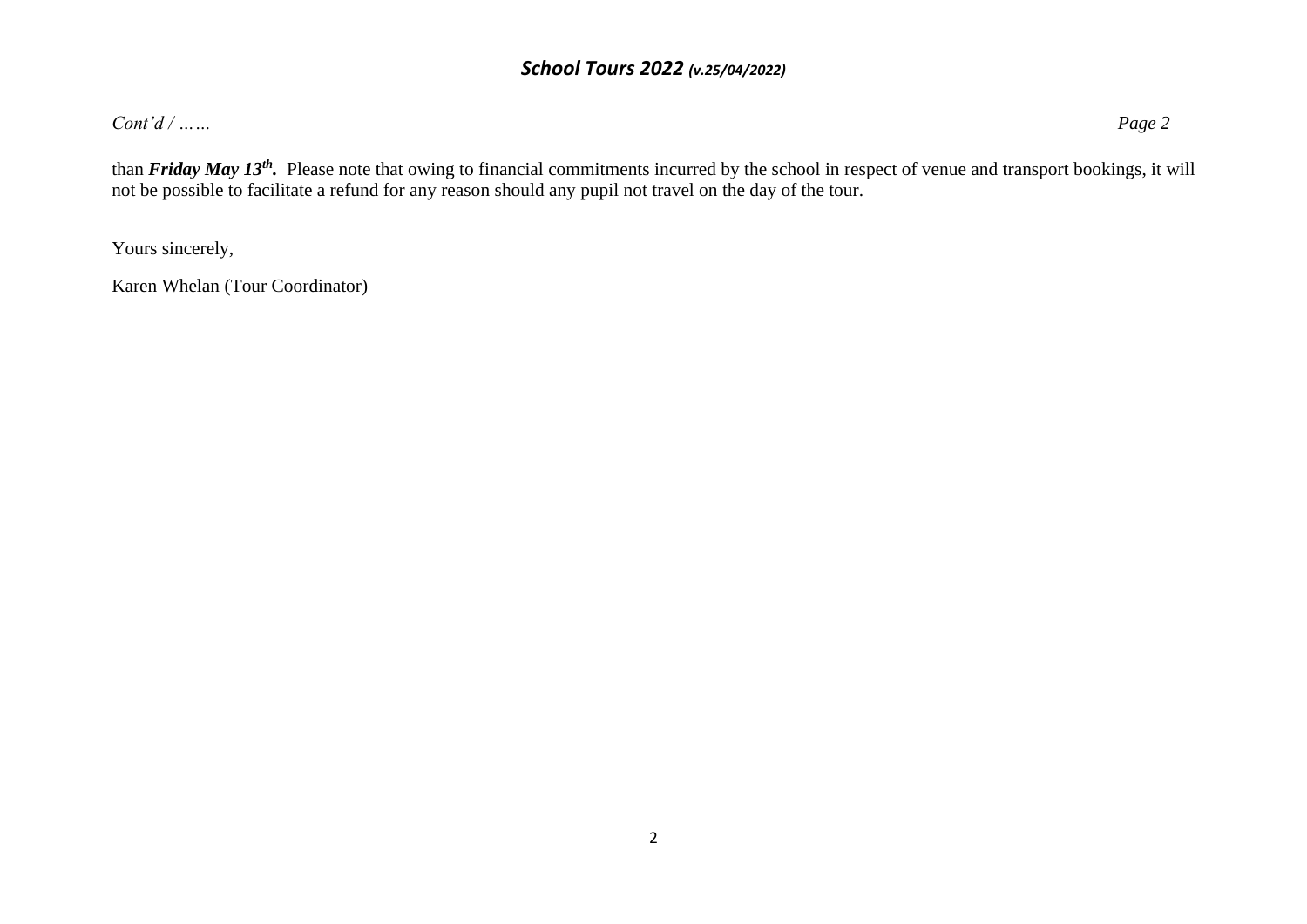*Cont'd / ……*

than ***Friday May 13th.*** Please note that owing to financial commitments incurred by the school in respect of venue and transport bookings, it will not be possible to facilitate a refund for any reason should any pupil not travel on the day of the tour.

Yours sincerely,

Karen Whelan (Tour Coordinator)